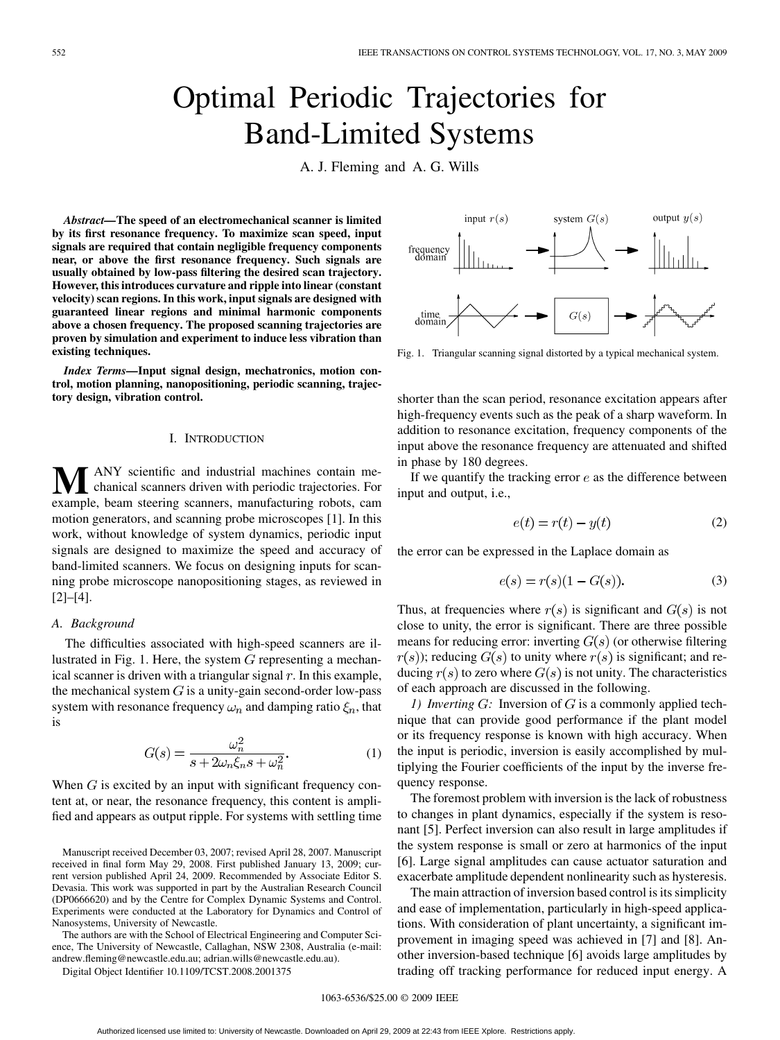# Optimal Periodic Trajectories for Band-Limited Systems

A. J. Fleming and A. G. Wills

***Abstract*—The speed of an electromechanical scanner is limited by its first resonance frequency. To maximize scan speed, input signals are required that contain negligible frequency components near, or above the first resonance frequency. Such signals are usually obtained by low-pass filtering the desired scan trajectory. However, this introduces curvature and ripple into linear (constant velocity) scan regions. In this work, input signals are designed with guaranteed linear regions and minimal harmonic components above a chosen frequency. The proposed scanning trajectories are proven by simulation and experiment to induce less vibration than existing techniques.**

***Index Terms*—Input signal design, mechatronics, motion control, motion planning, nanopositioning, periodic scanning, trajectory design, vibration control.**

## I. Introduction

MANY scientific and industrial machines contain mechanical scanners driven with periodic trajectories. For example, beam steering scanners, manufacturing robots, cam motion generators, and scanning probe microscopes [1]. In this work, without knowledge of system dynamics, periodic input signals are designed to maximize the speed and accuracy of band-limited scanners. We focus on designing inputs for scanning probe microscope nanopositioning stages, as reviewed in [2]–[4].

### A. Background

The difficulties associated with high-speed scanners are illustrated in Fig. 1. Here, the system $G$ representing a mechanical scanner is driven with a triangular signal $r$. In this example, the mechanical system $G$ is a unity-gain second-order low-pass system with resonance frequency $\omega_n$ and damping ratio $\xi_n$, that is

$$G(s) = \frac{\omega_n^2}{s + 2\omega_n \xi_n s + \omega_n^2}. \tag{1}$$

When $G$ is excited by an input with significant frequency content at, or near, the resonance frequency, this content is amplified and appears as output ripple. For systems with settling time shorter than the scan period, resonance excitation appears after high-frequency events such as the peak of a sharp waveform. In addition to resonance excitation, frequency components of the input above the resonance frequency are attenuated and shifted in phase by 180 degrees.

Fig. 1. Triangular scanning signal distorted by a typical mechanical system.

If we quantify the tracking error $e$ as the difference between input and output, i.e.,

$$e(t) = r(t) - y(t) \tag{2}$$

the error can be expressed in the Laplace domain as

$$e(s) = r(s)(1 - G(s)). \tag{3}$$

Thus, at frequencies where $r(s)$ is significant and $G(s)$ is not close to unity, the error is significant. There are three possible means for reducing error: inverting $G(s)$ (or otherwise filtering $r(s)$); reducing $G(s)$ to unity where $r(s)$ is significant; and reducing $r(s)$ to zero where $G(s)$ is not unity. The characteristics of each approach are discussed in the following.

*1) Inverting G:* Inversion of $G$ is a commonly applied technique that can provide good performance if the plant model or its frequency response is known with high accuracy. When the input is periodic, inversion is easily accomplished by multiplying the Fourier coefficients of the input by the inverse frequency response.

The foremost problem with inversion is the lack of robustness to changes in plant dynamics, especially if the system is resonant [5]. Perfect inversion can also result in large amplitudes if the system response is small or zero at harmonics of the input [6]. Large signal amplitudes can cause actuator saturation and exacerbate amplitude dependent nonlinearity such as hysteresis.

The main attraction of inversion based control is its simplicity and ease of implementation, particularly in high-speed applications. With consideration of plant uncertainty, a significant improvement in imaging speed was achieved in [7] and [8]. Another inversion-based technique [6] avoids large amplitudes by trading off tracking performance for reduced input energy. A

Manuscript received December 03, 2007; revised April 28, 2007. Manuscript received in final form May 29, 2008. First published January 13, 2009; current version published April 24, 2009. Recommended by Associate Editor S. Devasia. This work was supported in part by the Australian Research Council (DP0666620) and by the Centre for Complex Dynamic Systems and Control. Experiments were conducted at the Laboratory for Dynamics and Control of Nanosystems, University of Newcastle.

The authors are with the School of Electrical Engineering and Computer Science, The University of Newcastle, Callaghan, NSW 2308, Australia (e-mail: andrew.fleming@newcastle.edu.au; adrian.wills@newcastle.edu.au).

Digital Object Identifier 10.1109/TCST.2008.2001375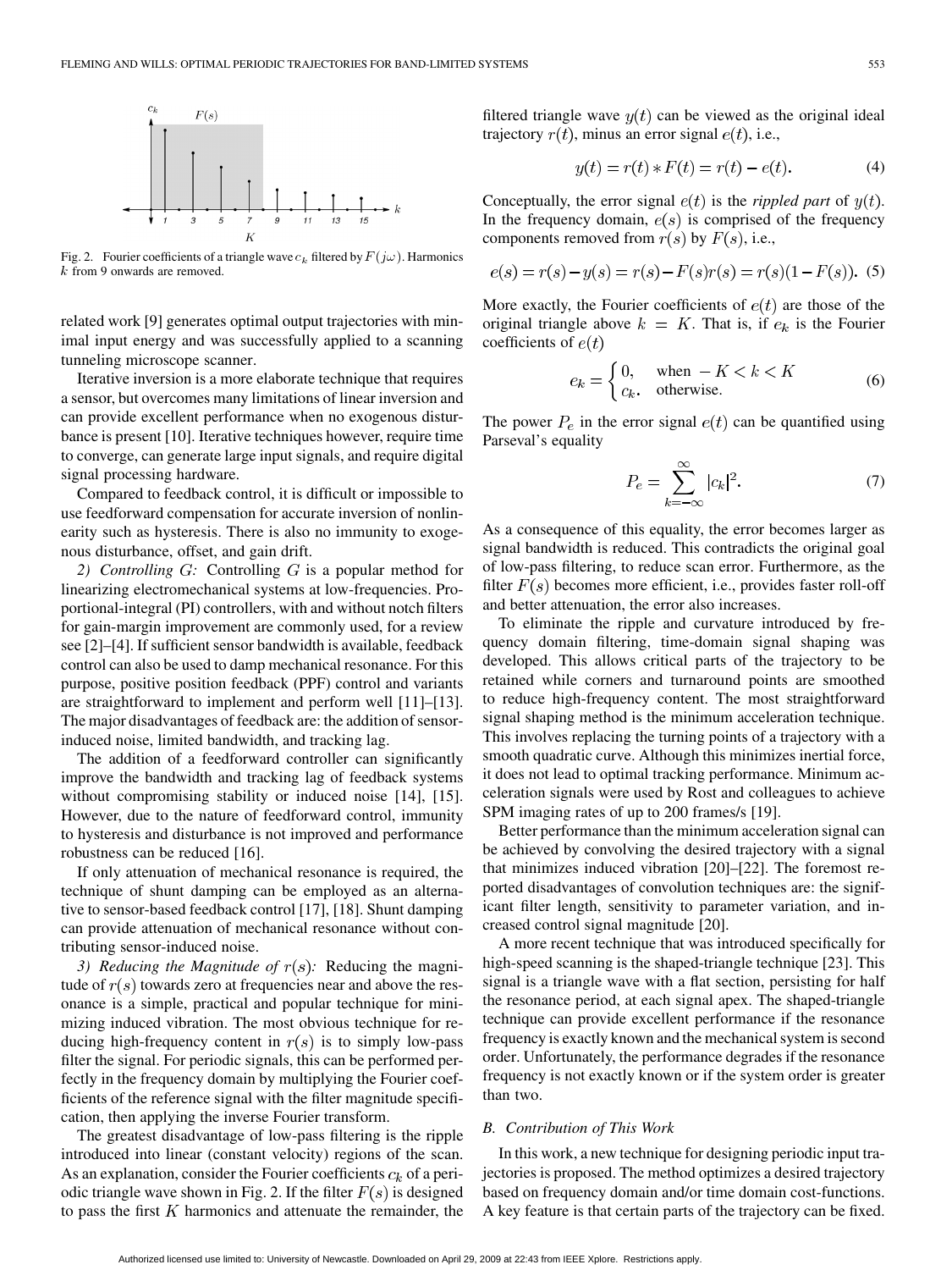Fig. 2. Fourier coefficients of a triangle wave $c_k$ filtered by $F(j\omega)$. Harmonics $k$ from 9 onwards are removed.

related work [9] generates optimal output trajectories with minimal input energy and was successfully applied to a scanning tunneling microscope scanner.

Iterative inversion is a more elaborate technique that requires a sensor, but overcomes many limitations of linear inversion and can provide excellent performance when no exogenous disturbance is present [10]. Iterative techniques however, require time to converge, can generate large input signals, and require digital signal processing hardware.

Compared to feedback control, it is difficult or impossible to use feedforward compensation for accurate inversion of nonlinearity such as hysteresis. There is also no immunity to exogenous disturbance, offset, and gain drift.

*2) Controlling $G$:* Controlling $G$ is a popular method for linearizing electromechanical systems at low-frequencies. Proportional-integral (PI) controllers, with and without notch filters for gain-margin improvement are commonly used, for a review see [2]–[4]. If sufficient sensor bandwidth is available, feedback control can also be used to damp mechanical resonance. For this purpose, positive position feedback (PPF) control and variants are straightforward to implement and perform well [11]–[13]. The major disadvantages of feedback are: the addition of sensor-induced noise, limited bandwidth, and tracking lag.

The addition of a feedforward controller can significantly improve the bandwidth and tracking lag of feedback systems without compromising stability or induced noise [14], [15]. However, due to the nature of feedforward control, immunity to hysteresis and disturbance is not improved and performance robustness can be reduced [16].

If only attenuation of mechanical resonance is required, the technique of shunt damping can be employed as an alternative to sensor-based feedback control [17], [18]. Shunt damping can provide attenuation of mechanical resonance without contributing sensor-induced noise.

*3) Reducing the Magnitude of $r(s)$:* Reducing the magnitude of $r(s)$ towards zero at frequencies near and above the resonance is a simple, practical and popular technique for minimizing induced vibration. The most obvious technique for reducing high-frequency content in $r(s)$ is to simply low-pass filter the signal. For periodic signals, this can be performed perfectly in the frequency domain by multiplying the Fourier coefficients of the reference signal with the filter magnitude specification, then applying the inverse Fourier transform.

The greatest disadvantage of low-pass filtering is the ripple introduced into linear (constant velocity) regions of the scan. As an explanation, consider the Fourier coefficients $c_k$ of a periodic triangle wave shown in Fig. 2. If the filter $F(s)$ is designed to pass the first $K$ harmonics and attenuate the remainder, the filtered triangle wave $y(t)$ can be viewed as the original ideal trajectory $r(t)$, minus an error signal $e(t)$, i.e.,

$$y(t) = r(t) * F(t) = r(t) - e(t). \tag{4}$$

Conceptually, the error signal $e(t)$ is the *rippled part* of $y(t)$. In the frequency domain, $e(s)$ is comprised of the frequency components removed from $r(s)$ by $F(s)$, i.e.,

$$e(s) = r(s) - y(s) = r(s) - F(s)r(s) = r(s)(1 - F(s)). \tag{5}$$

More exactly, the Fourier coefficients of $e(t)$ are those of the original triangle above $k = K$. That is, if $e_k$ is the Fourier coefficients of $e(t)$

$$e_k = \begin{cases} 0, & \text{when } -K < k < K \\ c_k. & \text{otherwise.} \end{cases} \tag{6}$$

The power $P_e$ in the error signal $e(t)$ can be quantified using Parseval's equality

$$P_e = \sum_{k=-\infty}^{\infty} |c_k|^2. \tag{7}$$

As a consequence of this equality, the error becomes larger as signal bandwidth is reduced. This contradicts the original goal of low-pass filtering, to reduce scan error. Furthermore, as the filter $F(s)$ becomes more efficient, i.e., provides faster roll-off and better attenuation, the error also increases.

To eliminate the ripple and curvature introduced by frequency domain filtering, time-domain signal shaping was developed. This allows critical parts of the trajectory to be retained while corners and turnaround points are smoothed to reduce high-frequency content. The most straightforward signal shaping method is the minimum acceleration technique. This involves replacing the turning points of a trajectory with a smooth quadratic curve. Although this minimizes inertial force, it does not lead to optimal tracking performance. Minimum acceleration signals were used by Rost and colleagues to achieve SPM imaging rates of up to 200 frames/s [19].

Better performance than the minimum acceleration signal can be achieved by convolving the desired trajectory with a signal that minimizes induced vibration [20]–[22]. The foremost reported disadvantages of convolution techniques are: the significant filter length, sensitivity to parameter variation, and increased control signal magnitude [20].

A more recent technique that was introduced specifically for high-speed scanning is the shaped-triangle technique [23]. This signal is a triangle wave with a flat section, persisting for half the resonance period, at each signal apex. The shaped-triangle technique can provide excellent performance if the resonance frequency is exactly known and the mechanical system is second order. Unfortunately, the performance degrades if the resonance frequency is not exactly known or if the system order is greater than two.

### B. Contribution of This Work

In this work, a new technique for designing periodic input trajectories is proposed. The method optimizes a desired trajectory based on frequency domain and/or time domain cost-functions. A key feature is that certain parts of the trajectory can be fixed.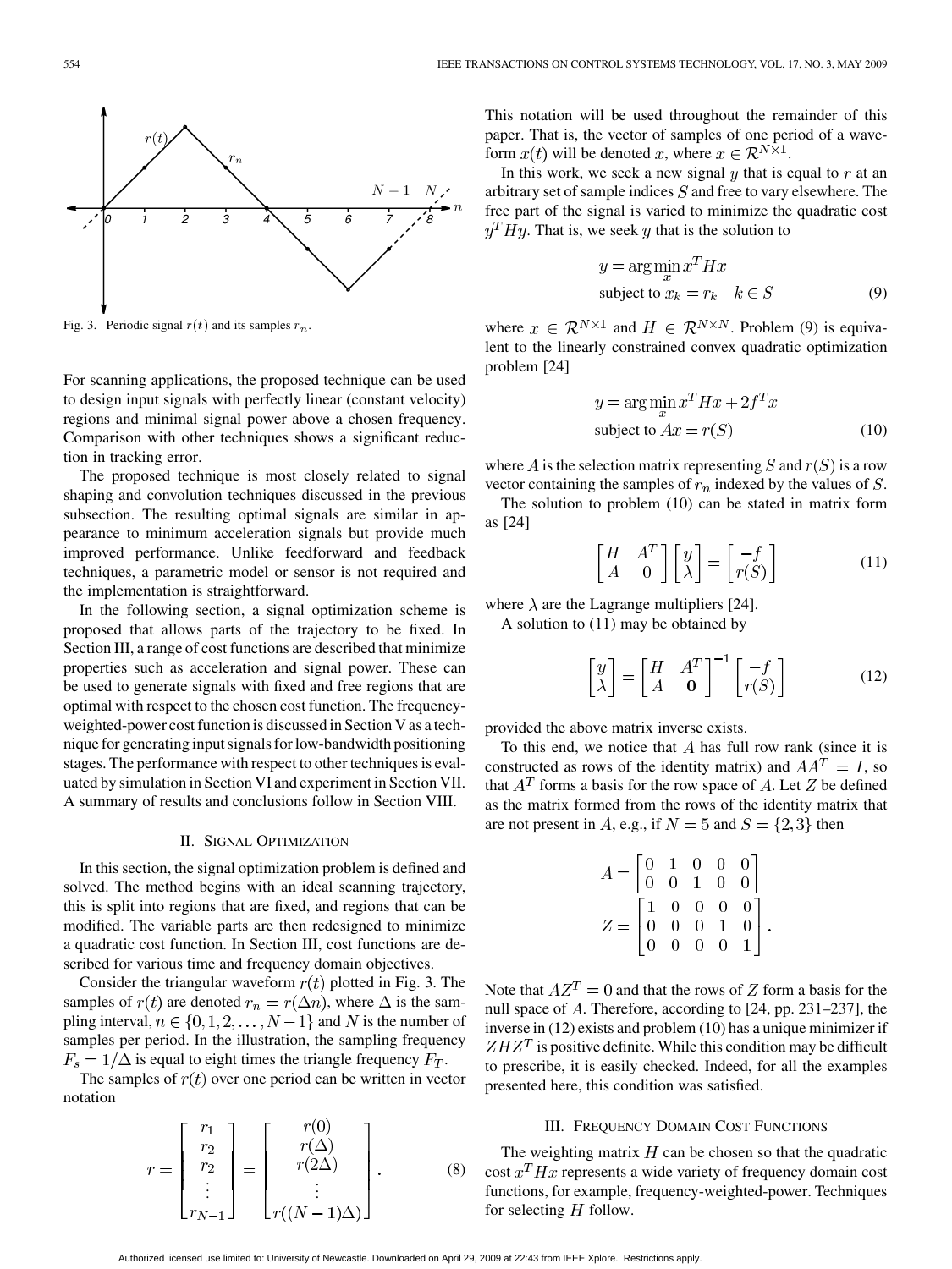Fig. 3. Periodic signal $r(t)$ and its samples $r_n$.

For scanning applications, the proposed technique can be used to design input signals with perfectly linear (constant velocity) regions and minimal signal power above a chosen frequency. Comparison with other techniques shows a significant reduction in tracking error.

The proposed technique is most closely related to signal shaping and convolution techniques discussed in the previous subsection. The resulting optimal signals are similar in appearance to minimum acceleration signals but provide much improved performance. Unlike feedforward and feedback techniques, a parametric model or sensor is not required and the implementation is straightforward.

In the following section, a signal optimization scheme is proposed that allows parts of the trajectory to be fixed. In Section III, a range of cost functions are described that minimize properties such as acceleration and signal power. These can be used to generate signals with fixed and free regions that are optimal with respect to the chosen cost function. The frequency-weighted-power cost function is discussed in Section V as a technique for generating input signals for low-bandwidth positioning stages. The performance with respect to other techniques is evaluated by simulation in Section VI and experiment in Section VII. A summary of results and conclusions follow in Section VIII.

## II. Signal Optimization

In this section, the signal optimization problem is defined and solved. The method begins with an ideal scanning trajectory, this is split into regions that are fixed, and regions that can be modified. The variable parts are then redesigned to minimize a quadratic cost function. In Section III, cost functions are described for various time and frequency domain objectives.

Consider the triangular waveform $r(t)$ plotted in Fig. 3. The samples of $r(t)$ are denoted $r_n = r(\Delta n)$, where $\Delta$ is the sampling interval, $n \in \{0, 1, 2, \ldots, N-1\}$ and $N$ is the number of samples per period. In the illustration, the sampling frequency $F_s = 1/\Delta$ is equal to eight times the triangle frequency $F_T$.

The samples of $r(t)$ over one period can be written in vector notation

$$r = \begin{bmatrix} r_1 \\ r_2 \\ r_2 \\ \vdots \\ r_{N-1} \end{bmatrix} = \begin{bmatrix} r(0) \\ r(\Delta) \\ r(2\Delta) \\ \vdots \\ r((N-1)\Delta) \end{bmatrix}. \tag{8}$$

This notation will be used throughout the remainder of this paper. That is, the vector of samples of one period of a waveform $x(t)$ will be denoted $x$, where $x \in \mathcal{R}^{N \times 1}$.

In this work, we seek a new signal $y$ that is equal to $r$ at an arbitrary set of sample indices $S$ and free to vary elsewhere. The free part of the signal is varied to minimize the quadratic cost $y^T H y$. That is, we seek $y$ that is the solution to

$$\begin{aligned} y &= \arg\min_x x^T H x \\ &\text{subject to } x_k = r_k \quad k \in S \end{aligned} \tag{9}$$

where $x \in \mathcal{R}^{N \times 1}$ and $H \in \mathcal{R}^{N \times N}$. Problem (9) is equivalent to the linearly constrained convex quadratic optimization problem [24]

$$\begin{aligned} y &= \arg\min_x x^T H x + 2f^T x \\ &\text{subject to } Ax = r(S) \end{aligned} \tag{10}$$

where $A$ is the selection matrix representing $S$ and $r(S)$ is a row vector containing the samples of $r_n$ indexed by the values of $S$.

The solution to problem (10) can be stated in matrix form as [24]

$$\begin{bmatrix} H & A^T \\ A & 0 \end{bmatrix} \begin{bmatrix} y \\ \lambda \end{bmatrix} = \begin{bmatrix} -f \\ r(S) \end{bmatrix} \tag{11}$$

where $\lambda$ are the Lagrange multipliers [24].

A solution to (11) may be obtained by

$$\begin{bmatrix} y \\ \lambda \end{bmatrix} = \begin{bmatrix} H & A^T \\ A & \mathbf{0} \end{bmatrix}^{-1} \begin{bmatrix} -f \\ r(S) \end{bmatrix} \tag{12}$$

provided the above matrix inverse exists.

To this end, we notice that $A$ has full row rank (since it is constructed as rows of the identity matrix) and $AA^T = I$, so that $A^T$ forms a basis for the row space of $A$. Let $Z$ be defined as the matrix formed from the rows of the identity matrix that are not present in $A$, e.g., if $N = 5$ and $S = \{2, 3\}$ then

$$A = \begin{bmatrix} 0 & 1 & 0 & 0 & 0 \\ 0 & 0 & 1 & 0 & 0 \end{bmatrix}$$
$$Z = \begin{bmatrix} 1 & 0 & 0 & 0 & 0 \\ 0 & 0 & 0 & 1 & 0 \\ 0 & 0 & 0 & 0 & 1 \end{bmatrix}.$$

Note that $AZ^T = 0$ and that the rows of $Z$ form a basis for the null space of $A$. Therefore, according to [24, pp. 231–237], the inverse in (12) exists and problem (10) has a unique minimizer if $ZHZ^T$ is positive definite. While this condition may be difficult to prescribe, it is easily checked. Indeed, for all the examples presented here, this condition was satisfied.

## III. Frequency Domain Cost Functions

The weighting matrix $H$ can be chosen so that the quadratic cost $x^T H x$ represents a wide variety of frequency domain cost functions, for example, frequency-weighted-power. Techniques for selecting $H$ follow.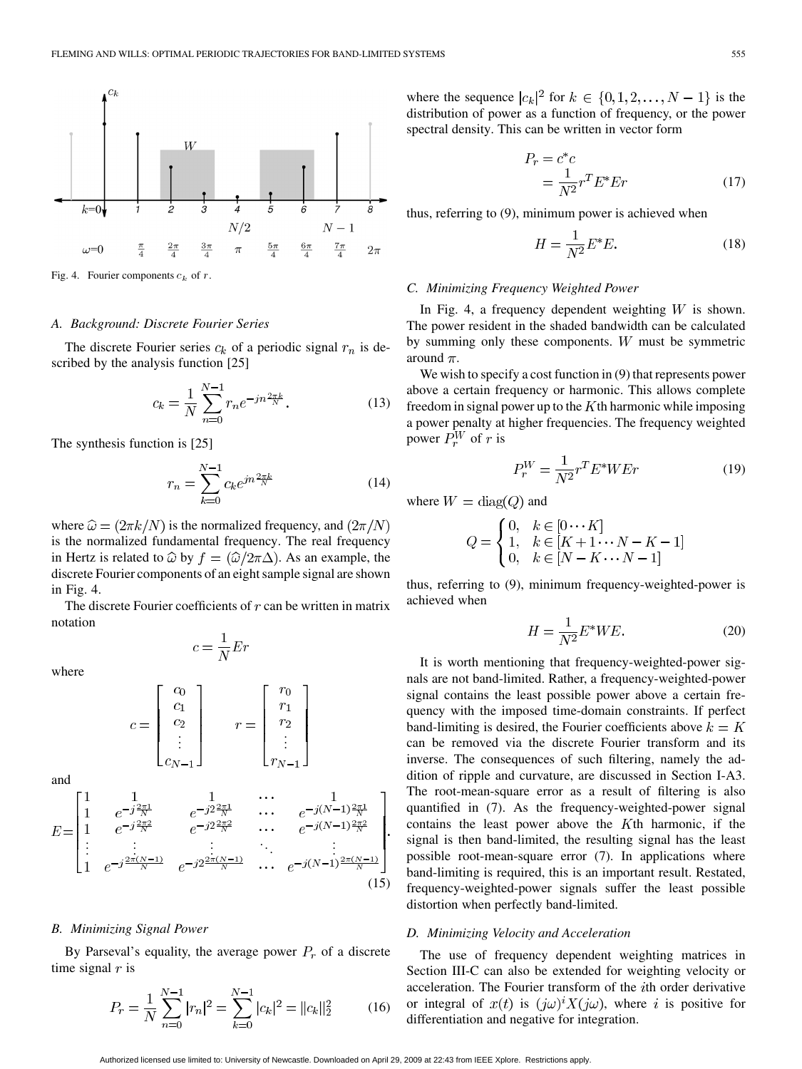Fig. 4. Fourier components $c_k$ of $r$.

### A. Background: Discrete Fourier Series

The discrete Fourier series $c_k$ of a periodic signal $r_n$ is described by the analysis function [25]

$$c_k = \frac{1}{N}\sum_{n=0}^{N-1} r_n e^{-jn\frac{2\pi k}{N}}. \tag{13}$$

The synthesis function is [25]

$$r_n = \sum_{k=0}^{N-1} c_k e^{jn\frac{2\pi k}{N}} \tag{14}$$

where $\widehat{\omega} = (2\pi k/N)$ is the normalized frequency, and $(2\pi/N)$ is the normalized fundamental frequency. The real frequency in Hertz is related to $\widehat{\omega}$ by $f = (\widehat{\omega}/2\pi\Delta)$. As an example, the discrete Fourier components of an eight sample signal are shown in Fig. 4.

The discrete Fourier coefficients of $r$ can be written in matrix notation

$$c = \frac{1}{N}Er$$

where

$$c = \begin{bmatrix} c_0 \\ c_1 \\ c_2 \\ \vdots \\ c_{N-1} \end{bmatrix} \qquad r = \begin{bmatrix} r_0 \\ r_1 \\ r_2 \\ \vdots \\ r_{N-1} \end{bmatrix}$$

and

$$E = \begin{bmatrix} 1 & 1 & 1 & \cdots & 1 \\ 1 & e^{-j\frac{2\pi 1}{N}} & e^{-j2\frac{2\pi 1}{N}} & \cdots & e^{-j(N-1)\frac{2\pi 1}{N}} \\ 1 & e^{-j\frac{2\pi 2}{N}} & e^{-j2\frac{2\pi 2}{N}} & \cdots & e^{-j(N-1)\frac{2\pi 2}{N}} \\ \vdots & \vdots & \vdots & \ddots & \vdots \\ 1 & e^{-j\frac{2\pi(N-1)}{N}} & e^{-j2\frac{2\pi(N-1)}{N}} & \cdots & e^{-j(N-1)\frac{2\pi(N-1)}{N}} \end{bmatrix}. \tag{15}$$

### B. Minimizing Signal Power

By Parseval's equality, the average power $P_r$ of a discrete time signal $r$ is

$$P_r = \frac{1}{N}\sum_{n=0}^{N-1} |r_n|^2 = \sum_{k=0}^{N-1} |c_k|^2 = \|c_k\|_2^2 \tag{16}$$

where the sequence $|c_k|^2$ for $k \in \{0, 1, 2, \ldots, N-1\}$ is the distribution of power as a function of frequency, or the power spectral density. This can be written in vector form

$$\begin{aligned} P_r &= c^* c \\ &= \frac{1}{N^2} r^T E^* E r \end{aligned} \tag{17}$$

thus, referring to (9), minimum power is achieved when

$$H = \frac{1}{N^2}E^*E. \tag{18}$$

### C. Minimizing Frequency Weighted Power

In Fig. 4, a frequency dependent weighting $W$ is shown. The power resident in the shaded bandwidth can be calculated by summing only these components. $W$ must be symmetric around $\pi$.

We wish to specify a cost function in (9) that represents power above a certain frequency or harmonic. This allows complete freedom in signal power up to the $K$th harmonic while imposing a power penalty at higher frequencies. The frequency weighted power $P_r^W$ of $r$ is

$$P_r^W = \frac{1}{N^2} r^T E^* W E r \tag{19}$$

where $W = \text{diag}(Q)$ and

$$Q = \begin{cases} 0, & k \in [0 \cdots K] \\ 1, & k \in [K+1 \cdots N-K-1] \\ 0, & k \in [N-K \cdots N-1] \end{cases}$$

thus, referring to (9), minimum frequency-weighted-power is achieved when

$$H = \frac{1}{N^2}E^*WE. \tag{20}$$

It is worth mentioning that frequency-weighted-power signals are not band-limited. Rather, a frequency-weighted-power signal contains the least possible power above a certain frequency with the imposed time-domain constraints. If perfect band-limiting is desired, the Fourier coefficients above $k = K$ can be removed via the discrete Fourier transform and its inverse. The consequences of such filtering, namely the addition of ripple and curvature, are discussed in Section I-A3. The root-mean-square error as a result of filtering is also quantified in (7). As the frequency-weighted-power signal contains the least power above the $K$th harmonic, if the signal is then band-limited, the resulting signal has the least possible root-mean-square error (7). In applications where band-limiting is required, this is an important result. Restated, frequency-weighted-power signals suffer the least possible distortion when perfectly band-limited.

### D. Minimizing Velocity and Acceleration

The use of frequency dependent weighting matrices in Section III-C can also be extended for weighting velocity or acceleration. The Fourier transform of the $i$th order derivative or integral of $x(t)$ is $(j\omega)^i X(j\omega)$, where $i$ is positive for differentiation and negative for integration.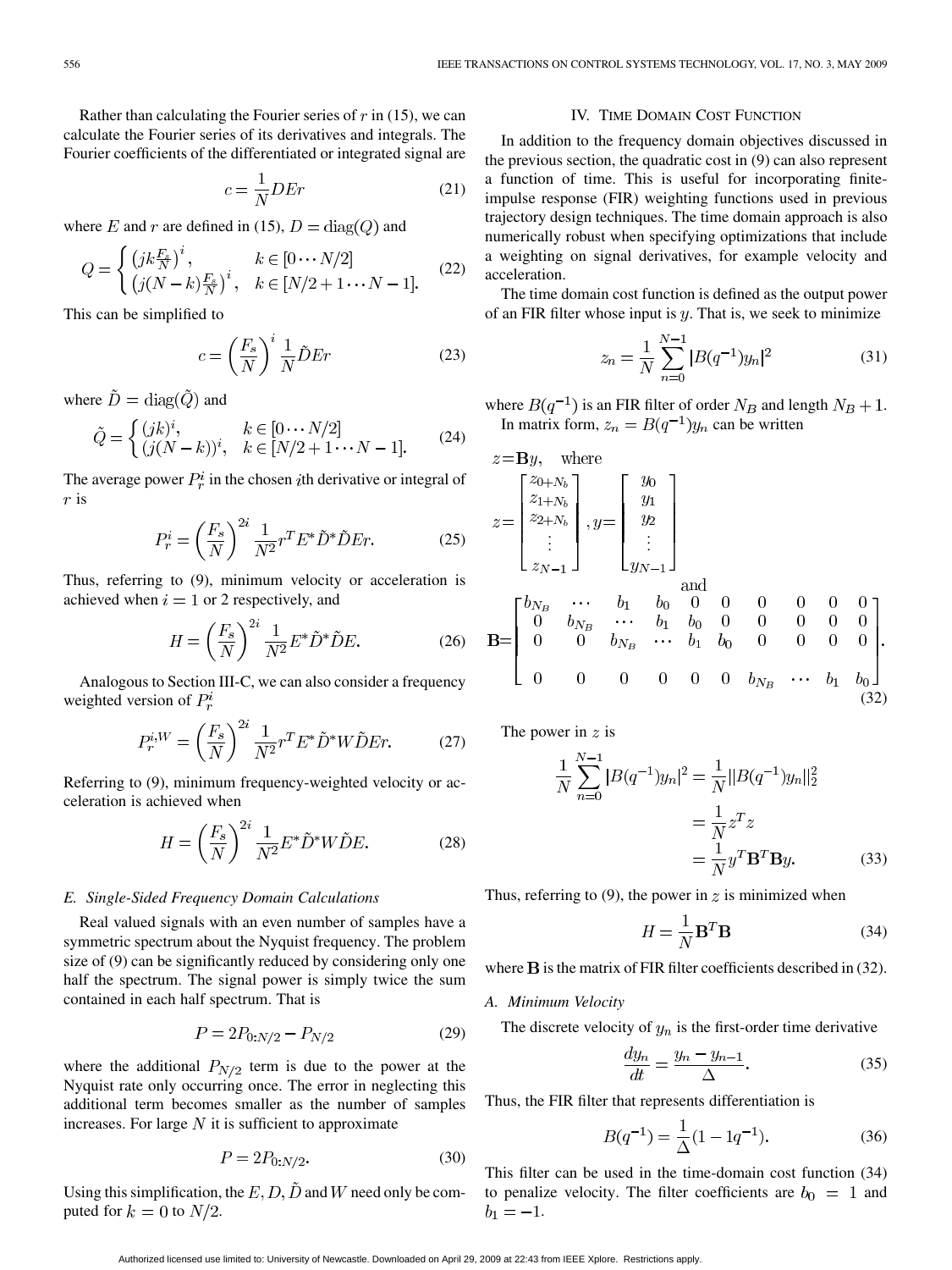Rather than calculating the Fourier series of $r$ in (15), we can calculate the Fourier series of its derivatives and integrals. The Fourier coefficients of the differentiated or integrated signal are

$$c = \frac{1}{N} D E r \tag{21}$$

where $E$ and $r$ are defined in (15), $D = \mathrm{diag}(Q)$ and

$$Q = \begin{cases} \left(jk\frac{F_s}{N}\right)^i, & k \in [0 \cdots N/2] \\ \left(j(N-k)\frac{F_s}{N}\right)^i, & k \in [N/2+1 \cdots N-1]. \end{cases} \tag{22}$$

This can be simplified to

$$c = \left(\frac{F_s}{N}\right)^i \frac{1}{N} \tilde{D} E r \tag{23}$$

where $\tilde{D} = \mathrm{diag}(\tilde{Q})$ and

$$\tilde{Q} = \begin{cases} (jk)^i, & k \in [0 \cdots N/2] \\ (j(N-k))^i, & k \in [N/2+1 \cdots N-1]. \end{cases} \tag{24}$$

The average power $P_r^i$ in the chosen $i$th derivative or integral of $r$ is

$$P_r^i = \left(\frac{F_s}{N}\right)^{2i} \frac{1}{N^2} r^T E^* \tilde{D}^* \tilde{D} E r. \tag{25}$$

Thus, referring to (9), minimum velocity or acceleration is achieved when $i = 1$ or 2 respectively, and

$$H = \left(\frac{F_s}{N}\right)^{2i} \frac{1}{N^2} E^* \tilde{D}^* \tilde{D} E. \tag{26}$$

Analogous to Section III-C, we can also consider a frequency weighted version of $P_r^i$

$$P_r^{i,W} = \left(\frac{F_s}{N}\right)^{2i} \frac{1}{N^2} r^T E^* \tilde{D}^* W \tilde{D} E r. \tag{27}$$

Referring to (9), minimum frequency-weighted velocity or acceleration is achieved when

$$H = \left(\frac{F_s}{N}\right)^{2i} \frac{1}{N^2} E^* \tilde{D}^* W \tilde{D} E. \tag{28}$$

### *E. Single-Sided Frequency Domain Calculations*

Real valued signals with an even number of samples have a symmetric spectrum about the Nyquist frequency. The problem size of (9) can be significantly reduced by considering only one half the spectrum. The signal power is simply twice the sum contained in each half spectrum. That is

$$P = 2P_{0:N/2} - P_{N/2} \tag{29}$$

where the additional $P_{N/2}$ term is due to the power at the Nyquist rate only occurring once. The error in neglecting this additional term becomes smaller as the number of samples increases. For large $N$ it is sufficient to approximate

$$P = 2P_{0:N/2}. \tag{30}$$

Using this simplification, the $E$, $D$, $\tilde{D}$ and $W$ need only be computed for $k = 0$ to $N/2$.

## IV. Time Domain Cost Function

In addition to the frequency domain objectives discussed in the previous section, the quadratic cost in (9) can also represent a function of time. This is useful for incorporating finite-impulse response (FIR) weighting functions used in previous trajectory design techniques. The time domain approach is also numerically robust when specifying optimizations that include a weighting on signal derivatives, for example velocity and acceleration.

The time domain cost function is defined as the output power of an FIR filter whose input is $y$. That is, we seek to minimize

$$z_n = \frac{1}{N} \sum_{n=0}^{N-1} |B(q^{-1}) y_n|^2 \tag{31}$$

where $B(q^{-1})$ is an FIR filter of order $N_B$ and length $N_B + 1$.

In matrix form, $z_n = B(q^{-1}) y_n$ can be written

$$z = \mathbf{B} y, \quad \text{where}$$

$$z = \begin{bmatrix} z_{0+N_b} \\ z_{1+N_b} \\ z_{2+N_b} \\ \vdots \\ z_{N-1} \end{bmatrix}, y = \begin{bmatrix} y_0 \\ y_1 \\ y_2 \\ \vdots \\ y_{N-1} \end{bmatrix}$$

and

$$\mathbf{B} = \begin{bmatrix} b_{N_B} & \cdots & b_1 & b_0 & 0 & 0 & 0 & 0 & 0 & 0 \\ 0 & b_{N_B} & \cdots & b_1 & b_0 & 0 & 0 & 0 & 0 & 0 \\ 0 & 0 & b_{N_B} & \cdots & b_1 & b_0 & 0 & 0 & 0 & 0 \\ & & & & & & & & & \\ 0 & 0 & 0 & 0 & 0 & 0 & b_{N_B} & \cdots & b_1 & b_0 \end{bmatrix}. \tag{32}$$

The power in $z$ is

$$\begin{aligned} \frac{1}{N} \sum_{n=0}^{N-1} |B(q^{-1}) y_n|^2 &= \frac{1}{N} \|B(q^{-1}) y_n\|_2^2 \\ &= \frac{1}{N} z^T z \\ &= \frac{1}{N} y^T \mathbf{B}^T \mathbf{B} y. \end{aligned} \tag{33}$$

Thus, referring to (9), the power in $z$ is minimized when

$$H = \frac{1}{N} \mathbf{B}^T \mathbf{B} \tag{34}$$

where $\mathbf{B}$ is the matrix of FIR filter coefficients described in (32).

### *A. Minimum Velocity*

The discrete velocity of $y_n$ is the first-order time derivative

$$\frac{dy_n}{dt} = \frac{y_n - y_{n-1}}{\Delta}. \tag{35}$$

Thus, the FIR filter that represents differentiation is

$$B(q^{-1}) = \frac{1}{\Delta}(1 - 1q^{-1}). \tag{36}$$

This filter can be used in the time-domain cost function (34) to penalize velocity. The filter coefficients are $b_0 = 1$ and $b_1 = -1$.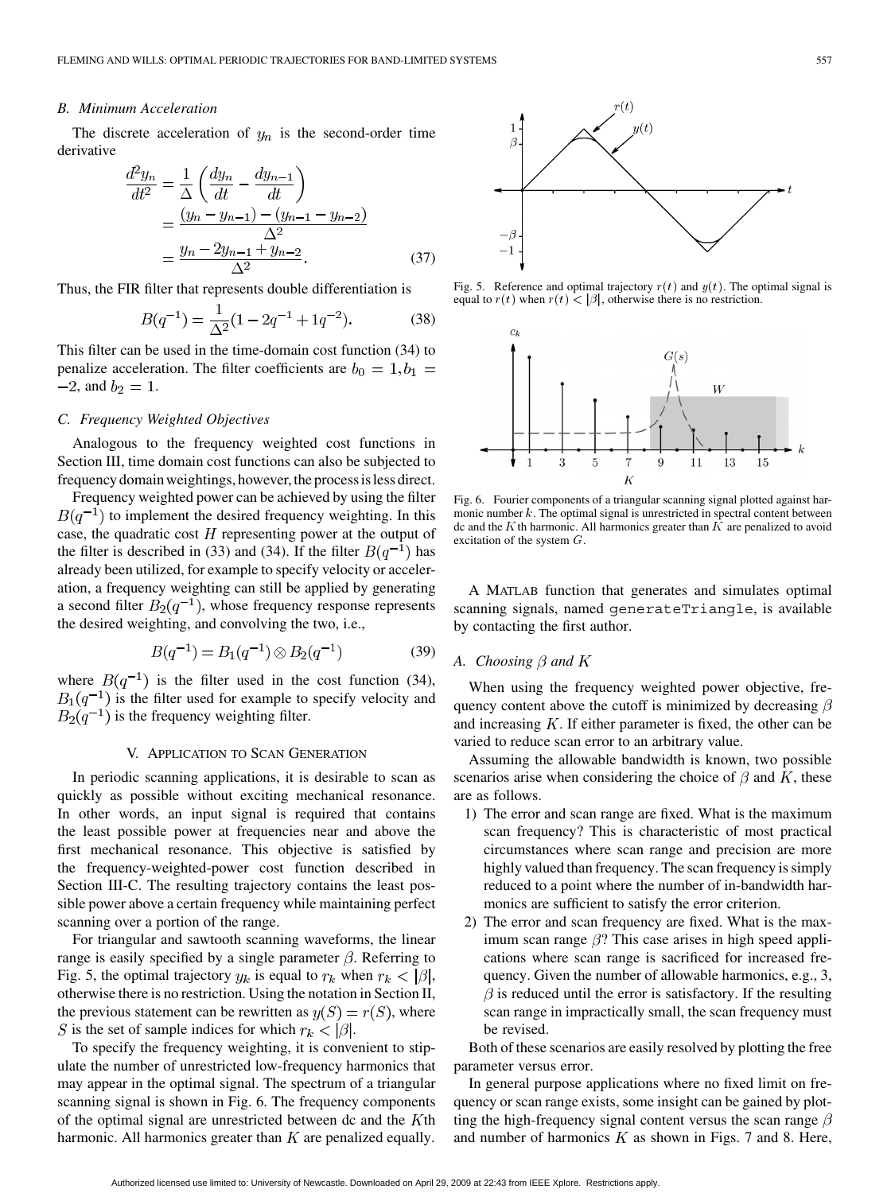### B. Minimum Acceleration

The discrete acceleration of $y_n$ is the second-order time derivative

$$\frac{d^2 y_n}{dt^2} = \frac{1}{\Delta}\left(\frac{dy_n}{dt} - \frac{dy_{n-1}}{dt}\right) = \frac{(y_n - y_{n-1}) - (y_{n-1} - y_{n-2})}{\Delta^2} = \frac{y_n - 2y_{n-1} + y_{n-2}}{\Delta^2}. \quad (37)$$

Thus, the FIR filter that represents double differentiation is

$$B(q^{-1}) = \frac{1}{\Delta^2}(1 - 2q^{-1} + 1q^{-2}). \quad (38)$$

This filter can be used in the time-domain cost function (34) to penalize acceleration. The filter coefficients are $b_0 = 1, b_1 = -2$, and $b_2 = 1$.

### C. Frequency Weighted Objectives

Analogous to the frequency weighted cost functions in Section III, time domain cost functions can also be subjected to frequency domain weightings, however, the process is less direct.

Frequency weighted power can be achieved by using the filter $B(q^{-1})$ to implement the desired frequency weighting. In this case, the quadratic cost $H$ representing power at the output of the filter is described in (33) and (34). If the filter $B(q^{-1})$ has already been utilized, for example to specify velocity or acceleration, a frequency weighting can still be applied by generating a second filter $B_2(q^{-1})$, whose frequency response represents the desired weighting, and convolving the two, i.e.,

$$B(q^{-1}) = B_1(q^{-1}) \otimes B_2(q^{-1}) \quad (39)$$

where $B(q^{-1})$ is the filter used in the cost function (34), $B_1(q^{-1})$ is the filter used for example to specify velocity and $B_2(q^{-1})$ is the frequency weighting filter.

## V. Application to Scan Generation

In periodic scanning applications, it is desirable to scan as quickly as possible without exciting mechanical resonance. In other words, an input signal is required that contains the least possible power at frequencies near and above the first mechanical resonance. This objective is satisfied by the frequency-weighted-power cost function described in Section III-C. The resulting trajectory contains the least possible power above a certain frequency while maintaining perfect scanning over a portion of the range.

For triangular and sawtooth scanning waveforms, the linear range is easily specified by a single parameter $\beta$. Referring to Fig. 5, the optimal trajectory $y_k$ is equal to $r_k$ when $r_k < |\beta|$, otherwise there is no restriction. Using the notation in Section II, the previous statement can be rewritten as $y(S) = r(S)$, where $S$ is the set of sample indices for which $r_k < |\beta|$.

To specify the frequency weighting, it is convenient to stipulate the number of unrestricted low-frequency harmonics that may appear in the optimal signal. The spectrum of a triangular scanning signal is shown in Fig. 6. The frequency components of the optimal signal are unrestricted between dc and the $K$th harmonic. All harmonics greater than $K$ are penalized equally.

Fig. 5. Reference and optimal trajectory $r(t)$ and $y(t)$. The optimal signal is equal to $r(t)$ when $r(t) < |\beta|$, otherwise there is no restriction.

Fig. 6. Fourier components of a triangular scanning signal plotted against harmonic number $k$. The optimal signal is unrestricted in spectral content between dc and the $K$th harmonic. All harmonics greater than $K$ are penalized to avoid excitation of the system $G$.

A MATLAB function that generates and simulates optimal scanning signals, named `generateTriangle`, is available by contacting the first author.

### A. Choosing $\beta$ and $K$

When using the frequency weighted power objective, frequency content above the cutoff is minimized by decreasing $\beta$ and increasing $K$. If either parameter is fixed, the other can be varied to reduce scan error to an arbitrary value.

Assuming the allowable bandwidth is known, two possible scenarios arise when considering the choice of $\beta$ and $K$, these are as follows.

1) The error and scan range are fixed. What is the maximum scan frequency? This is characteristic of most practical circumstances where scan range and precision are more highly valued than frequency. The scan frequency is simply reduced to a point where the number of in-bandwidth harmonics are sufficient to satisfy the error criterion.
2) The error and scan frequency are fixed. What is the maximum scan range $\beta$? This case arises in high speed applications where scan range is sacrificed for increased frequency. Given the number of allowable harmonics, e.g., 3, $\beta$ is reduced until the error is satisfactory. If the resulting scan range in impractically small, the scan frequency must be revised.

Both of these scenarios are easily resolved by plotting the free parameter versus error.

In general purpose applications where no fixed limit on frequency or scan range exists, some insight can be gained by plotting the high-frequency signal content versus the scan range $\beta$ and number of harmonics $K$ as shown in Figs. 7 and 8. Here,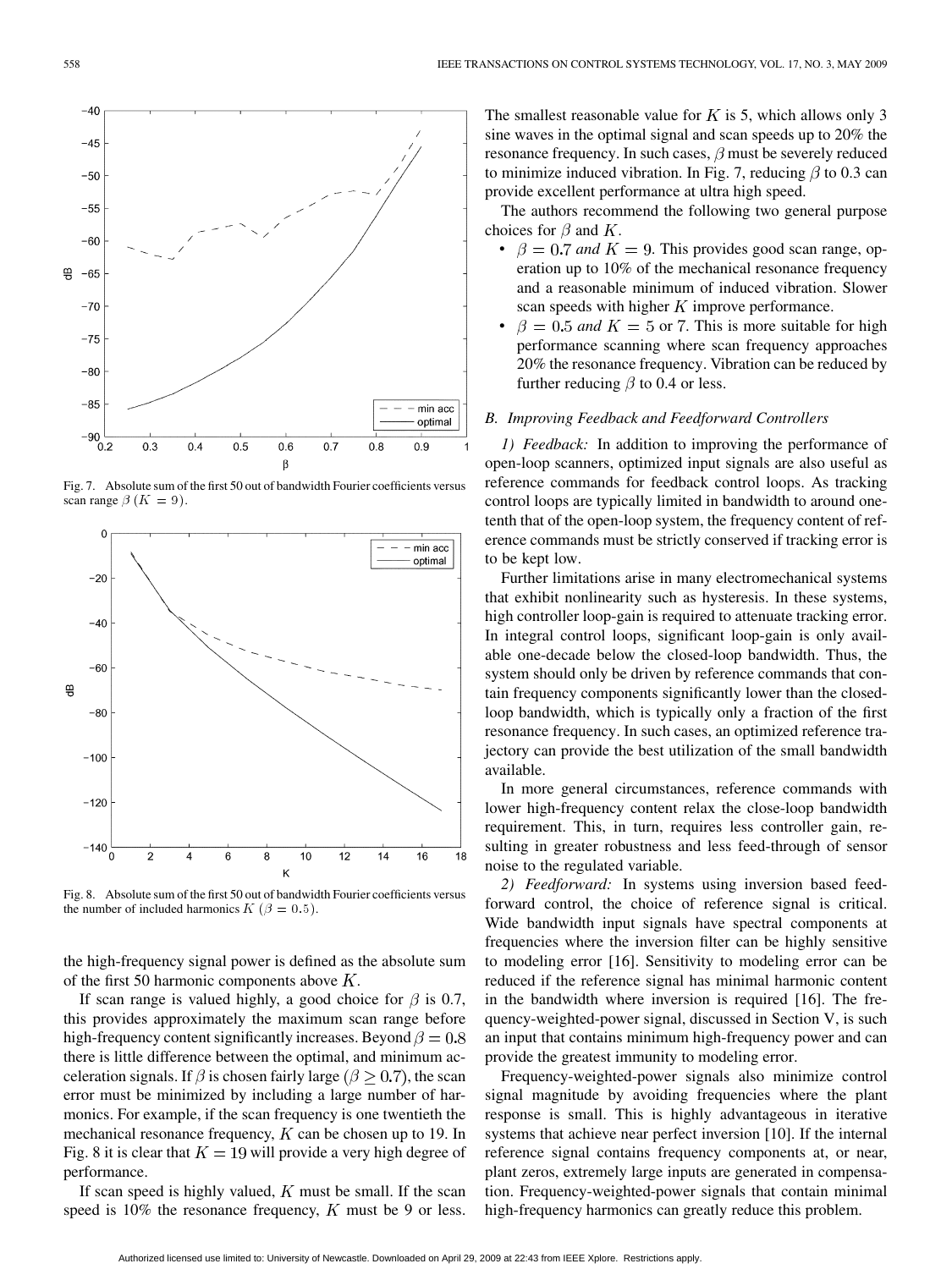Fig. 7. Absolute sum of the first 50 out of bandwidth Fourier coefficients versus scan range $\beta$ ($K = 9$).

Fig. 8. Absolute sum of the first 50 out of bandwidth Fourier coefficients versus the number of included harmonics $K$ ($\beta = 0.5$).

the high-frequency signal power is defined as the absolute sum of the first 50 harmonic components above $K$.

If scan range is valued highly, a good choice for $\beta$ is 0.7, this provides approximately the maximum scan range before high-frequency content significantly increases. Beyond $\beta = 0.8$ there is little difference between the optimal, and minimum acceleration signals. If $\beta$ is chosen fairly large ($\beta \geq 0.7$), the scan error must be minimized by including a large number of harmonics. For example, if the scan frequency is one twentieth the mechanical resonance frequency, $K$ can be chosen up to 19. In Fig. 8 it is clear that $K = 19$ will provide a very high degree of performance.

If scan speed is highly valued, $K$ must be small. If the scan speed is 10% the resonance frequency, $K$ must be 9 or less. The smallest reasonable value for $K$ is 5, which allows only 3 sine waves in the optimal signal and scan speeds up to 20% the resonance frequency. In such cases, $\beta$ must be severely reduced to minimize induced vibration. In Fig. 7, reducing $\beta$ to 0.3 can provide excellent performance at ultra high speed.

The authors recommend the following two general purpose choices for $\beta$ and $K$.

- $\beta = 0.7$ *and* $K = 9$. This provides good scan range, operation up to 10% of the mechanical resonance frequency and a reasonable minimum of induced vibration. Slower scan speeds with higher $K$ improve performance.
- $\beta = 0.5$ *and* $K = 5$ or 7. This is more suitable for high performance scanning where scan frequency approaches 20% the resonance frequency. Vibration can be reduced by further reducing $\beta$ to 0.4 or less.

### *B. Improving Feedback and Feedforward Controllers*

*1) Feedback:* In addition to improving the performance of open-loop scanners, optimized input signals are also useful as reference commands for feedback control loops. As tracking control loops are typically limited in bandwidth to around one-tenth that of the open-loop system, the frequency content of reference commands must be strictly conserved if tracking error is to be kept low.

Further limitations arise in many electromechanical systems that exhibit nonlinearity such as hysteresis. In these systems, high controller loop-gain is required to attenuate tracking error. In integral control loops, significant loop-gain is only available one-decade below the closed-loop bandwidth. Thus, the system should only be driven by reference commands that contain frequency components significantly lower than the closed-loop bandwidth, which is typically only a fraction of the first resonance frequency. In such cases, an optimized reference trajectory can provide the best utilization of the small bandwidth available.

In more general circumstances, reference commands with lower high-frequency content relax the close-loop bandwidth requirement. This, in turn, requires less controller gain, resulting in greater robustness and less feed-through of sensor noise to the regulated variable.

*2) Feedforward:* In systems using inversion based feedforward control, the choice of reference signal is critical. Wide bandwidth input signals have spectral components at frequencies where the inversion filter can be highly sensitive to modeling error [16]. Sensitivity to modeling error can be reduced if the reference signal has minimal harmonic content in the bandwidth where inversion is required [16]. The frequency-weighted-power signal, discussed in Section V, is such an input that contains minimum high-frequency power and can provide the greatest immunity to modeling error.

Frequency-weighted-power signals also minimize control signal magnitude by avoiding frequencies where the plant response is small. This is highly advantageous in iterative systems that achieve near perfect inversion [10]. If the internal reference signal contains frequency components at, or near, plant zeros, extremely large inputs are generated in compensation. Frequency-weighted-power signals that contain minimal high-frequency harmonics can greatly reduce this problem.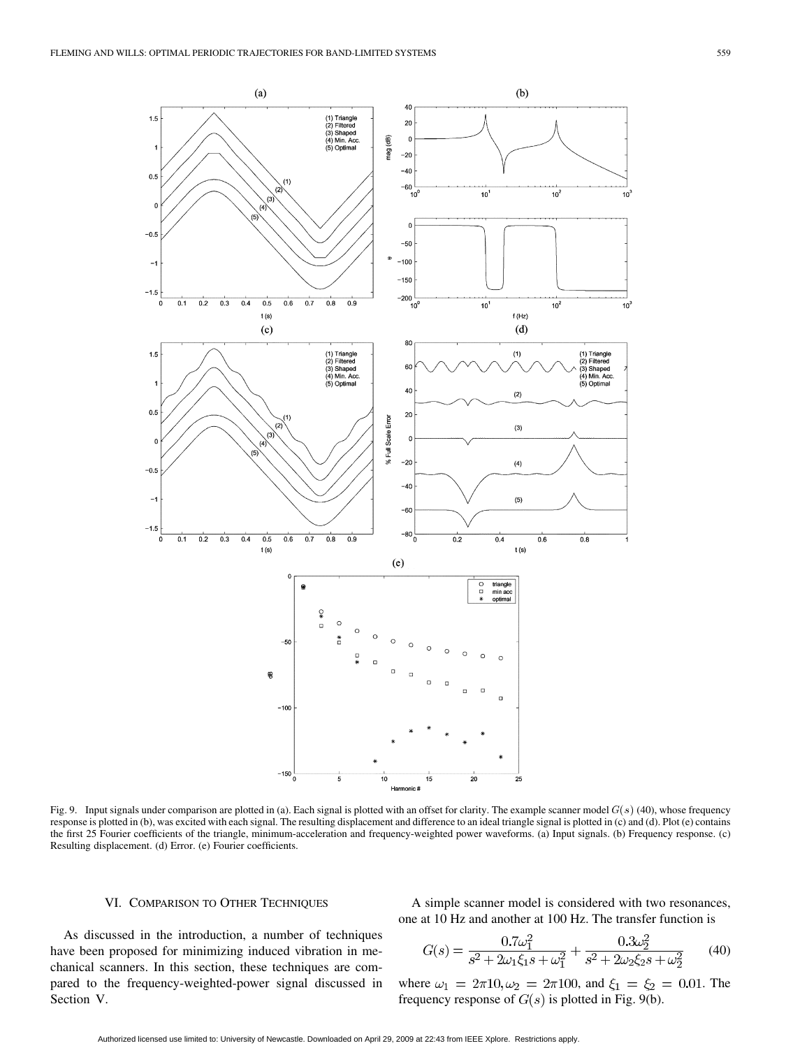Fig. 9. Input signals under comparison are plotted in (a). Each signal is plotted with an offset for clarity. The example scanner model $G(s)$ (40), whose frequency response is plotted in (b), was excited with each signal. The resulting displacement and difference to an ideal triangle signal is plotted in (c) and (d). Plot (e) contains the first 25 Fourier coefficients of the triangle, minimum-acceleration and frequency-weighted power waveforms. (a) Input signals. (b) Frequency response. (c) Resulting displacement. (d) Error. (e) Fourier coefficients.

## VI. Comparison to Other Techniques

As discussed in the introduction, a number of techniques have been proposed for minimizing induced vibration in mechanical scanners. In this section, these techniques are compared to the frequency-weighted-power signal discussed in Section V.

A simple scanner model is considered with two resonances, one at 10 Hz and another at 100 Hz. The transfer function is

$$G(s) = \frac{0.7\omega_1^2}{s^2 + 2\omega_1\xi_1 s + \omega_1^2} + \frac{0.3\omega_2^2}{s^2 + 2\omega_2\xi_2 s + \omega_2^2} \qquad (40)$$

where $\omega_1 = 2\pi 10, \omega_2 = 2\pi 100$, and $\xi_1 = \xi_2 = 0.01$. The frequency response of $G(s)$ is plotted in Fig. 9(b).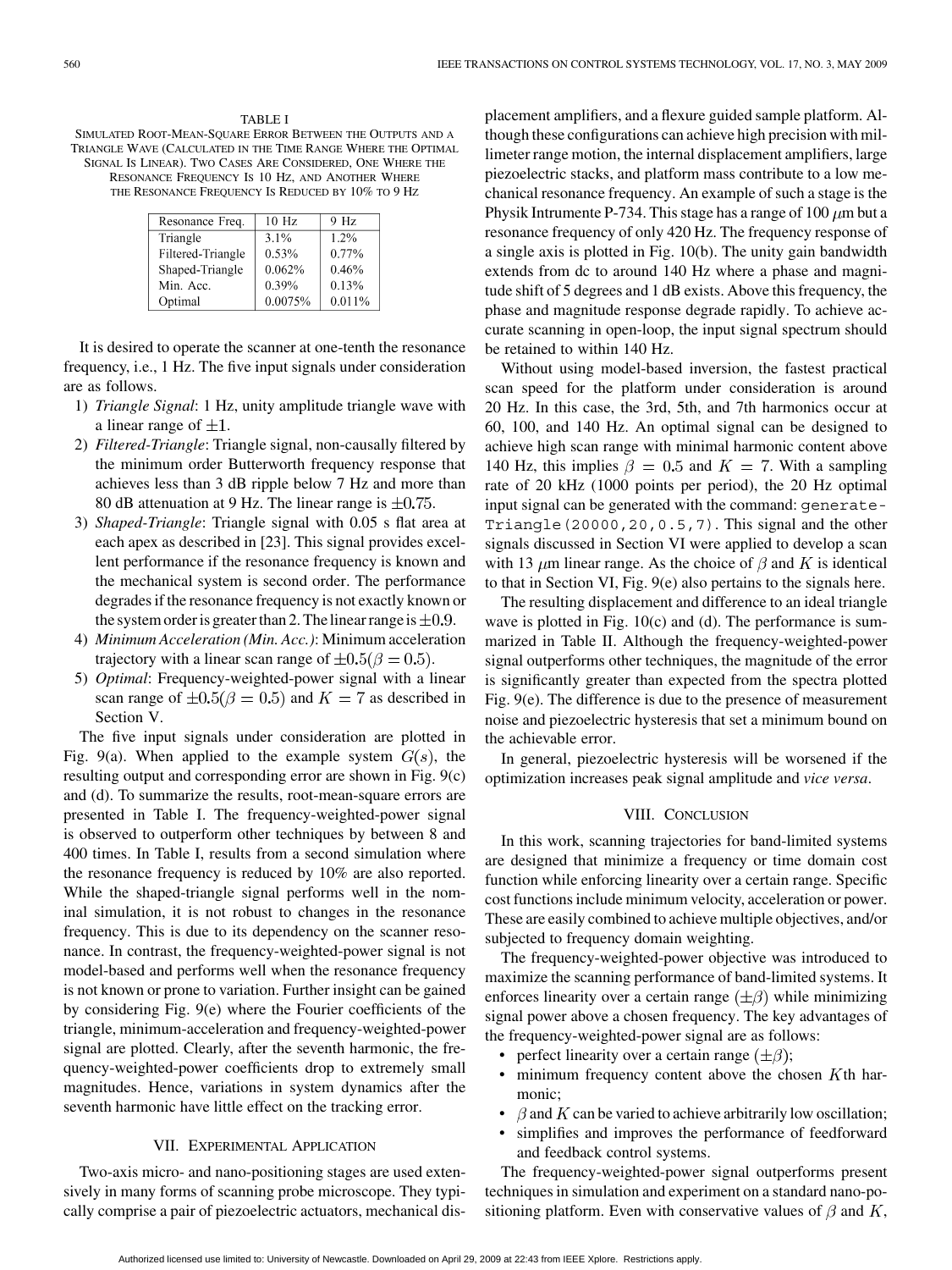TABLE I

SIMULATED ROOT-MEAN-SQUARE ERROR BETWEEN THE OUTPUTS AND A TRIANGLE WAVE (CALCULATED IN THE TIME RANGE WHERE THE OPTIMAL SIGNAL IS LINEAR). TWO CASES ARE CONSIDERED, ONE WHERE THE RESONANCE FREQUENCY IS 10 HZ, AND ANOTHER WHERE THE RESONANCE FREQUENCY IS REDUCED BY 10% TO 9 HZ

| Resonance Freq. | 10 Hz | 9 Hz |
|---|---|---|
| Triangle | 3.1% | 1.2% |
| Filtered-Triangle | 0.53% | 0.77% |
| Shaped-Triangle | 0.062% | 0.46% |
| Min. Acc. | 0.39% | 0.13% |
| Optimal | 0.0075% | 0.011% |

It is desired to operate the scanner at one-tenth the resonance frequency, i.e., 1 Hz. The five input signals under consideration are as follows.

1) *Triangle Signal*: 1 Hz, unity amplitude triangle wave with a linear range of $\pm 1$.
2) *Filtered-Triangle*: Triangle signal, non-causally filtered by the minimum order Butterworth frequency response that achieves less than 3 dB ripple below 7 Hz and more than 80 dB attenuation at 9 Hz. The linear range is $\pm 0.75$.
3) *Shaped-Triangle*: Triangle signal with 0.05 s flat area at each apex as described in [23]. This signal provides excellent performance if the resonance frequency is known and the mechanical system is second order. The performance degrades if the resonance frequency is not exactly known or the system order is greater than 2. The linear range is $\pm 0.9$.
4) *Minimum Acceleration (Min. Acc.)*: Minimum acceleration trajectory with a linear scan range of $\pm 0.5 (\beta = 0.5)$.
5) *Optimal*: Frequency-weighted-power signal with a linear scan range of $\pm 0.5 (\beta = 0.5)$ and $K = 7$ as described in Section V.

The five input signals under consideration are plotted in Fig. 9(a). When applied to the example system $G(s)$, the resulting output and corresponding error are shown in Fig. 9(c) and (d). To summarize the results, root-mean-square errors are presented in Table I. The frequency-weighted-power signal is observed to outperform other techniques by between 8 and 400 times. In Table I, results from a second simulation where the resonance frequency is reduced by 10% are also reported. While the shaped-triangle signal performs well in the nominal simulation, it is not robust to changes in the resonance frequency. This is due to its dependency on the scanner resonance. In contrast, the frequency-weighted-power signal is not model-based and performs well when the resonance frequency is not known or prone to variation. Further insight can be gained by considering Fig. 9(e) where the Fourier coefficients of the triangle, minimum-acceleration and frequency-weighted-power signal are plotted. Clearly, after the seventh harmonic, the frequency-weighted-power coefficients drop to extremely small magnitudes. Hence, variations in system dynamics after the seventh harmonic have little effect on the tracking error.

## VII. Experimental Application

Two-axis micro- and nano-positioning stages are used extensively in many forms of scanning probe microscope. They typically comprise a pair of piezoelectric actuators, mechanical displacement amplifiers, and a flexure guided sample platform. Although these configurations can achieve high precision with millimeter range motion, the internal displacement amplifiers, large piezoelectric stacks, and platform mass contribute to a low mechanical resonance frequency. An example of such a stage is the Physik Intrumente P-734. This stage has a range of 100 $\mu$m but a resonance frequency of only 420 Hz. The frequency response of a single axis is plotted in Fig. 10(b). The unity gain bandwidth extends from dc to around 140 Hz where a phase and magnitude shift of 5 degrees and 1 dB exists. Above this frequency, the phase and magnitude response degrade rapidly. To achieve accurate scanning in open-loop, the input signal spectrum should be retained to within 140 Hz.

Without using model-based inversion, the fastest practical scan speed for the platform under consideration is around 20 Hz. In this case, the 3rd, 5th, and 7th harmonics occur at 60, 100, and 140 Hz. An optimal signal can be designed to achieve high scan range with minimal harmonic content above 140 Hz, this implies $\beta = 0.5$ and $K = 7$. With a sampling rate of 20 kHz (1000 points per period), the 20 Hz optimal input signal can be generated with the command: `generateTriangle(20000,20,0.5,7)`. This signal and the other signals discussed in Section VI were applied to develop a scan with 13 $\mu$m linear range. As the choice of $\beta$ and $K$ is identical to that in Section VI, Fig. 9(e) also pertains to the signals here.

The resulting displacement and difference to an ideal triangle wave is plotted in Fig. 10(c) and (d). The performance is summarized in Table II. Although the frequency-weighted-power signal outperforms other techniques, the magnitude of the error is significantly greater than expected from the spectra plotted Fig. 9(e). The difference is due to the presence of measurement noise and piezoelectric hysteresis that set a minimum bound on the achievable error.

In general, piezoelectric hysteresis will be worsened if the optimization increases peak signal amplitude and *vice versa*.

## VIII. Conclusion

In this work, scanning trajectories for band-limited systems are designed that minimize a frequency or time domain cost function while enforcing linearity over a certain range. Specific cost functions include minimum velocity, acceleration or power. These are easily combined to achieve multiple objectives, and/or subjected to frequency domain weighting.

The frequency-weighted-power objective was introduced to maximize the scanning performance of band-limited systems. It enforces linearity over a certain range $(\pm\beta)$ while minimizing signal power above a chosen frequency. The key advantages of the frequency-weighted-power signal are as follows:

- perfect linearity over a certain range $(\pm\beta)$;
- minimum frequency content above the chosen $K$th harmonic;
- $\beta$ and $K$ can be varied to achieve arbitrarily low oscillation;
- simplifies and improves the performance of feedforward and feedback control systems.

The frequency-weighted-power signal outperforms present techniques in simulation and experiment on a standard nano-positioning platform. Even with conservative values of $\beta$ and $K$,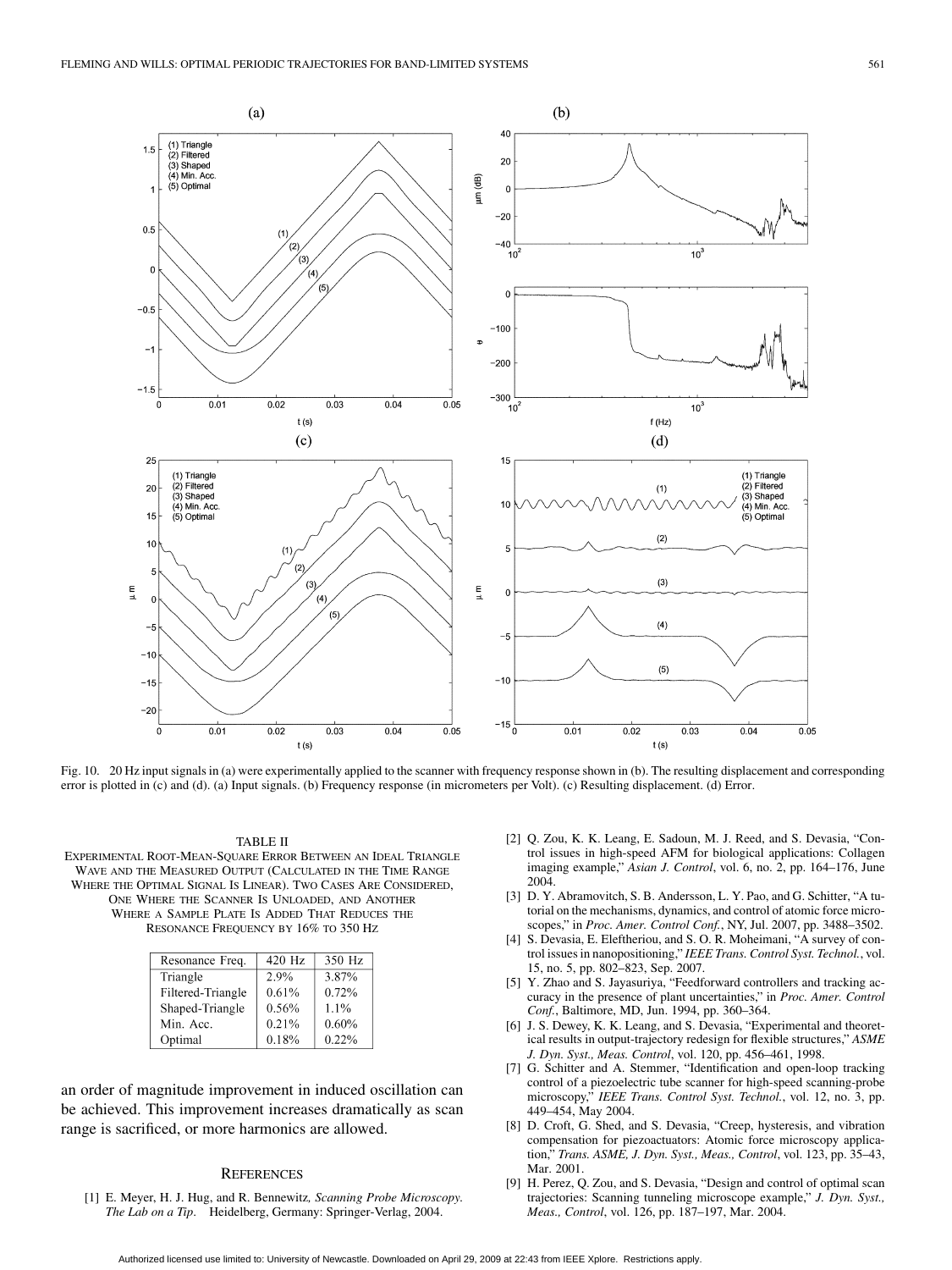Fig. 10. 20 Hz input signals in (a) were experimentally applied to the scanner with frequency response shown in (b). The resulting displacement and corresponding error is plotted in (c) and (d). (a) Input signals. (b) Frequency response (in micrometers per Volt). (c) Resulting displacement. (d) Error.

TABLE II
EXPERIMENTAL ROOT-MEAN-SQUARE ERROR BETWEEN AN IDEAL TRIANGLE WAVE AND THE MEASURED OUTPUT (CALCULATED IN THE TIME RANGE WHERE THE OPTIMAL SIGNAL IS LINEAR). TWO CASES ARE CONSIDERED, ONE WHERE THE SCANNER IS UNLOADED, AND ANOTHER WHERE A SAMPLE PLATE IS ADDED THAT REDUCES THE RESONANCE FREQUENCY BY 16% TO 350 HZ

| Resonance Freq. | 420 Hz | 350 Hz |
|---|---|---|
| Triangle | 2.9% | 3.87% |
| Filtered-Triangle | 0.61% | 0.72% |
| Shaped-Triangle | 0.56% | 1.1% |
| Min. Acc. | 0.21% | 0.60% |
| Optimal | 0.18% | 0.22% |

an order of magnitude improvement in induced oscillation can be achieved. This improvement increases dramatically as scan range is sacrificed, or more harmonics are allowed.

## REFERENCES

[1] E. Meyer, H. J. Hug, and R. Bennewitz, *Scanning Probe Microscopy. The Lab on a Tip*. Heidelberg, Germany: Springer-Verlag, 2004.

[2] Q. Zou, K. K. Leang, E. Sadoun, M. J. Reed, and S. Devasia, "Control issues in high-speed AFM for biological applications: Collagen imaging example," *Asian J. Control*, vol. 6, no. 2, pp. 164–176, June 2004.

[3] D. Y. Abramovitch, S. B. Andersson, L. Y. Pao, and G. Schitter, "A tutorial on the mechanisms, dynamics, and control of atomic force microscopes," in *Proc. Amer. Control Conf.*, NY, Jul. 2007, pp. 3488–3502.

[4] S. Devasia, E. Eleftheriou, and S. O. R. Moheimani, "A survey of control issues in nanopositioning," *IEEE Trans. Control Syst. Technol.*, vol. 15, no. 5, pp. 802–823, Sep. 2007.

[5] Y. Zhao and S. Jayasuriya, "Feedforward controllers and tracking accuracy in the presence of plant uncertainties," in *Proc. Amer. Control Conf.*, Baltimore, MD, Jun. 1994, pp. 360–364.

[6] J. S. Dewey, K. K. Leang, and S. Devasia, "Experimental and theoretical results in output-trajectory redesign for flexible structures," *ASME J. Dyn. Syst., Meas. Control*, vol. 120, pp. 456–461, 1998.

[7] G. Schitter and A. Stemmer, "Identification and open-loop tracking control of a piezoelectric tube scanner for high-speed scanning-probe microscopy," *IEEE Trans. Control Syst. Technol.*, vol. 12, no. 3, pp. 449–454, May 2004.

[8] D. Croft, G. Shed, and S. Devasia, "Creep, hysteresis, and vibration compensation for piezoactuators: Atomic force microscopy application," *Trans. ASME, J. Dyn. Syst., Meas., Control*, vol. 123, pp. 35–43, Mar. 2001.

[9] H. Perez, Q. Zou, and S. Devasia, "Design and control of optimal scan trajectories: Scanning tunneling microscope example," *J. Dyn. Syst., Meas., Control*, vol. 126, pp. 187–197, Mar. 2004.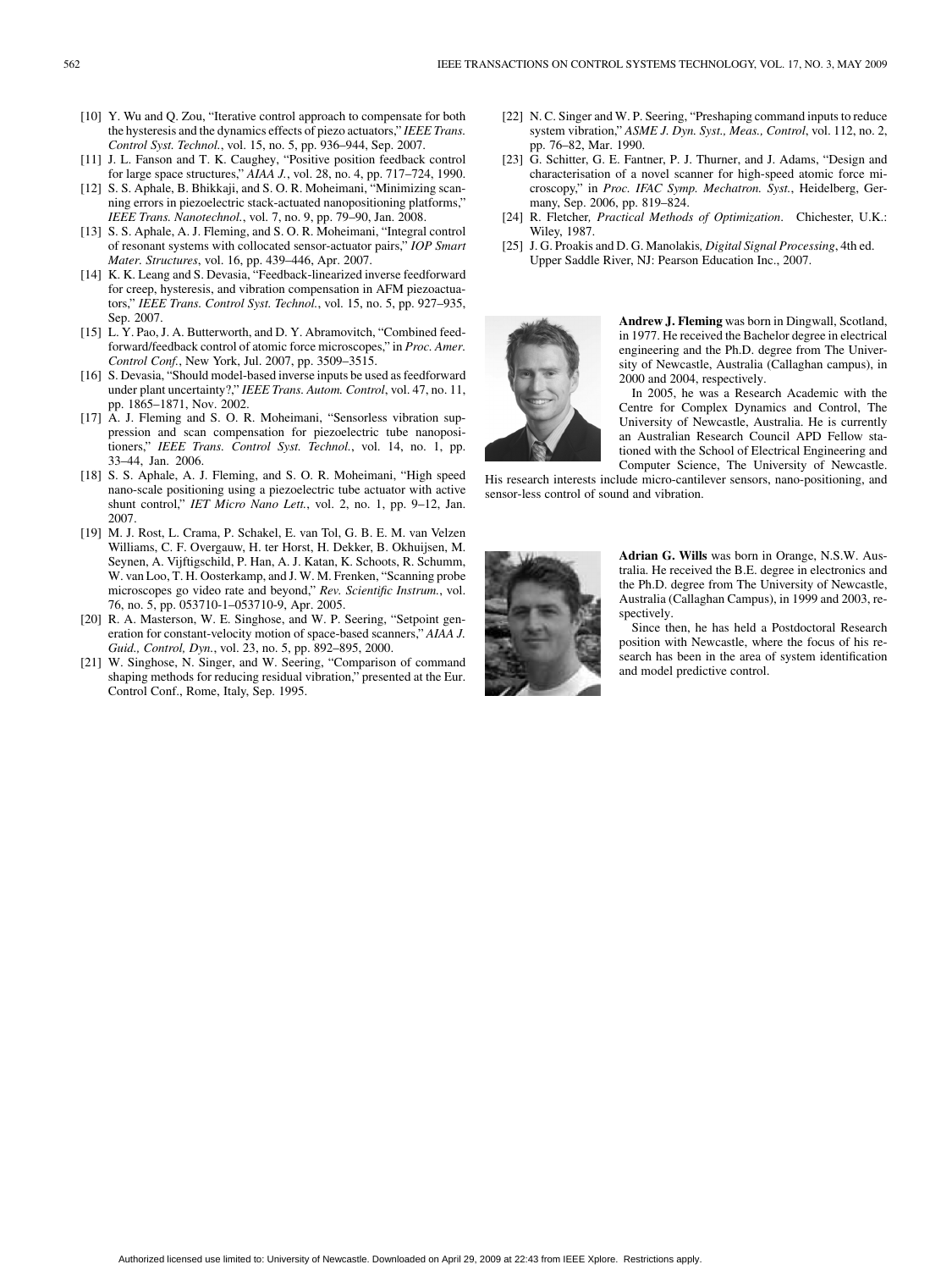[10] Y. Wu and Q. Zou, "Iterative control approach to compensate for both the hysteresis and the dynamics effects of piezo actuators," *IEEE Trans. Control Syst. Technol.*, vol. 15, no. 5, pp. 936–944, Sep. 2007.

[11] J. L. Fanson and T. K. Caughey, "Positive position feedback control for large space structures," *AIAA J.*, vol. 28, no. 4, pp. 717–724, 1990.

[12] S. S. Aphale, B. Bhikkaji, and S. O. R. Moheimani, "Minimizing scanning errors in piezoelectric stack-actuated nanopositioning platforms," *IEEE Trans. Nanotechnol.*, vol. 7, no. 9, pp. 79–90, Jan. 2008.

[13] S. S. Aphale, A. J. Fleming, and S. O. R. Moheimani, "Integral control of resonant systems with collocated sensor-actuator pairs," *IOP Smart Mater. Structures*, vol. 16, pp. 439–446, Apr. 2007.

[14] K. K. Leang and S. Devasia, "Feedback-linearized inverse feedforward for creep, hysteresis, and vibration compensation in AFM piezoactuators," *IEEE Trans. Control Syst. Technol.*, vol. 15, no. 5, pp. 927–935, Sep. 2007.

[15] L. Y. Pao, J. A. Butterworth, and D. Y. Abramovitch, "Combined feedforward/feedback control of atomic force microscopes," in *Proc. Amer. Control Conf.*, New York, Jul. 2007, pp. 3509–3515.

[16] S. Devasia, "Should model-based inverse inputs be used as feedforward under plant uncertainty?," *IEEE Trans. Autom. Control*, vol. 47, no. 11, pp. 1865–1871, Nov. 2002.

[17] A. J. Fleming and S. O. R. Moheimani, "Sensorless vibration suppression and scan compensation for piezoelectric tube nanopositioners," *IEEE Trans. Control Syst. Technol.*, vol. 14, no. 1, pp. 33–44, Jan. 2006.

[18] S. S. Aphale, A. J. Fleming, and S. O. R. Moheimani, "High speed nano-scale positioning using a piezoelectric tube actuator with active shunt control," *IET Micro Nano Lett.*, vol. 2, no. 1, pp. 9–12, Jan. 2007.

[19] M. J. Rost, L. Crama, P. Schakel, E. van Tol, G. B. E. M. van Velzen Williams, C. F. Overgauw, H. ter Horst, H. Dekker, B. Okhuijsen, M. Seynen, A. Vijftigschild, P. Han, A. J. Katan, K. Schoots, R. Schumm, W. van Loo, T. H. Oosterkamp, and J. W. M. Frenken, "Scanning probe microscopes go video rate and beyond," *Rev. Scientific Instrum.*, vol. 76, no. 5, pp. 053710-1–053710-9, Apr. 2005.

[20] R. A. Masterson, W. E. Singhose, and W. P. Seering, "Setpoint generation for constant-velocity motion of space-based scanners," *AIAA J. Guid., Control, Dyn.*, vol. 23, no. 5, pp. 892–895, 2000.

[21] W. Singhose, N. Singer, and W. Seering, "Comparison of command shaping methods for reducing residual vibration," presented at the Eur. Control Conf., Rome, Italy, Sep. 1995.

[22] N. C. Singer and W. P. Seering, "Preshaping command inputs to reduce system vibration," *ASME J. Dyn. Syst., Meas., Control*, vol. 112, no. 2, pp. 76–82, Mar. 1990.

[23] G. Schitter, G. E. Fantner, P. J. Thurner, and J. Adams, "Design and characterisation of a novel scanner for high-speed atomic force microscopy," in *Proc. IFAC Symp. Mechatron. Syst.*, Heidelberg, Germany, Sep. 2006, pp. 819–824.

[24] R. Fletcher, *Practical Methods of Optimization*. Chichester, U.K.: Wiley, 1987.

[25] J. G. Proakis and D. G. Manolakis, *Digital Signal Processing*, 4th ed. Upper Saddle River, NJ: Pearson Education Inc., 2007.

**Andrew J. Fleming** was born in Dingwall, Scotland, in 1977. He received the Bachelor degree in electrical engineering and the Ph.D. degree from The University of Newcastle, Australia (Callaghan campus), in 2000 and 2004, respectively.

In 2005, he was a Research Academic with the Centre for Complex Dynamics and Control, The University of Newcastle, Australia. He is currently an Australian Research Council APD Fellow stationed with the School of Electrical Engineering and Computer Science, The University of Newcastle. His research interests include micro-cantilever sensors, nano-positioning, and sensor-less control of sound and vibration.

**Adrian G. Wills** was born in Orange, N.S.W. Australia. He received the B.E. degree in electronics and the Ph.D. degree from The University of Newcastle, Australia (Callaghan Campus), in 1999 and 2003, respectively.

Since then, he has held a Postdoctoral Research position with Newcastle, where the focus of his research has been in the area of system identification and model predictive control.